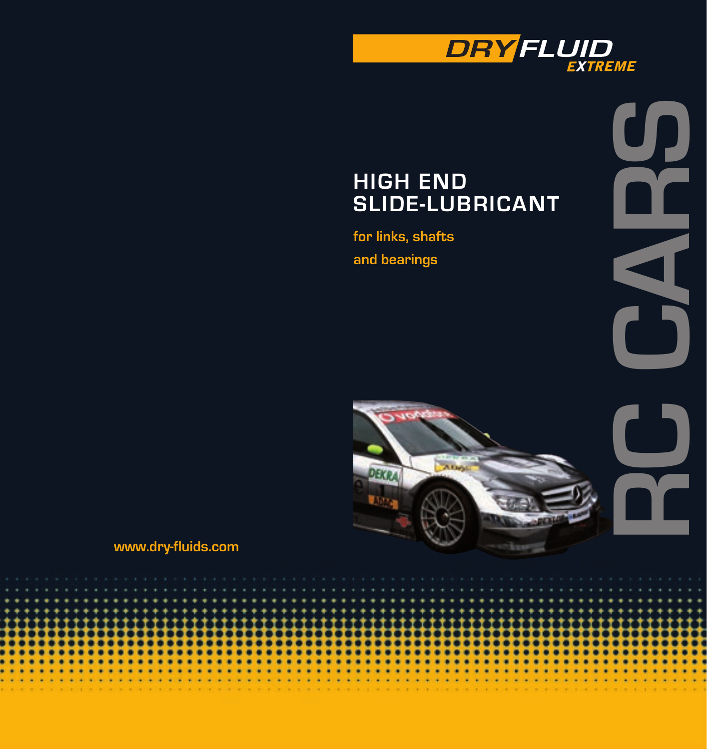DRY FLUID EXTREME

RC CARS

# HIGH END SLIDE-LUBRICANT

**for links, shafts and bearings**

www.dry-fluids.com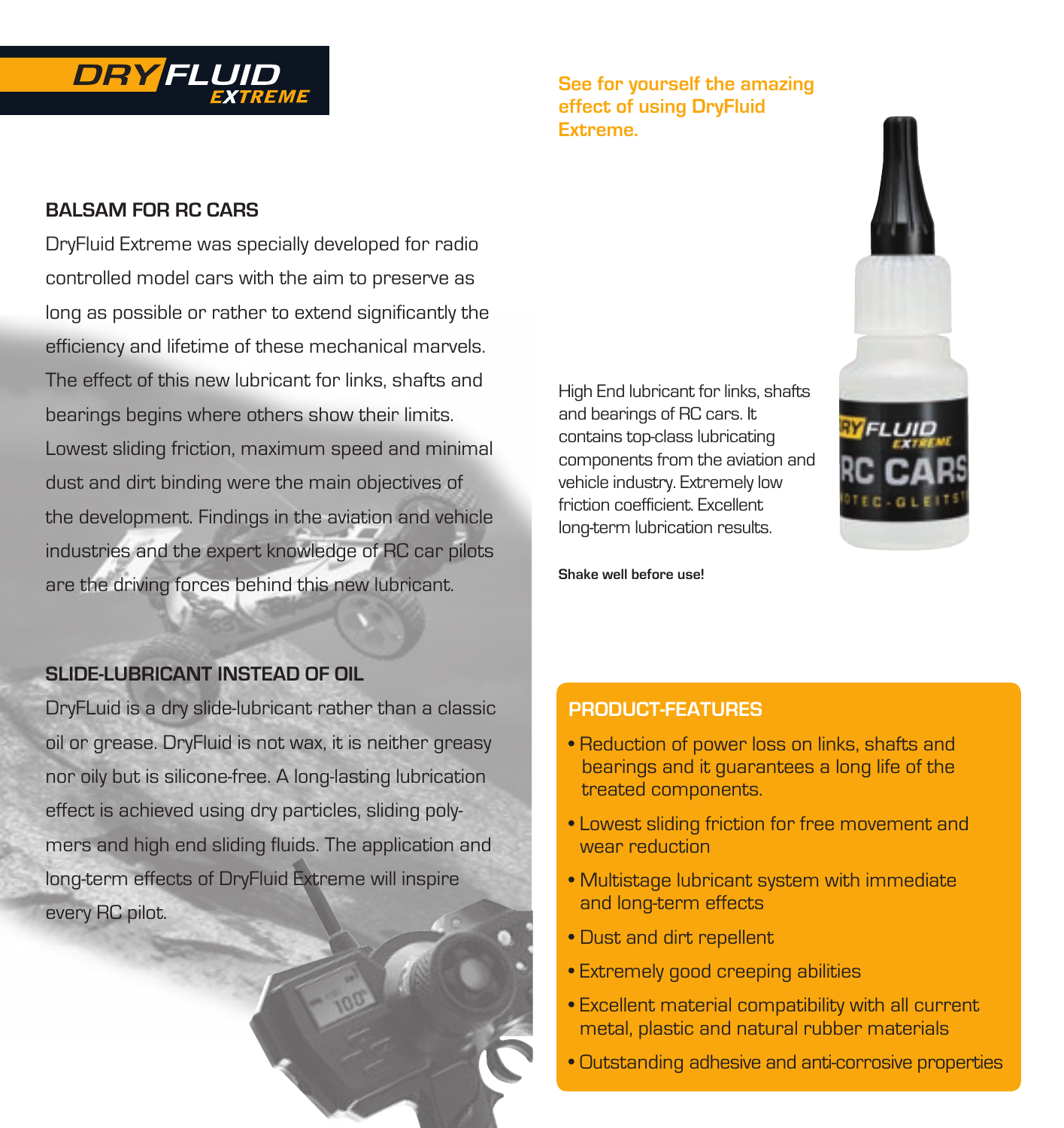# DRYFLUID EXTREME

## BALSAM FOR RC CARS

DryFluid Extreme was specially developed for radio controlled model cars with the aim to preserve as long as possible or rather to extend significantly the efficiency and lifetime of these mechanical marvels. The effect of this new lubricant for links, shafts and bearings begins where others show their limits. Lowest sliding friction, maximum speed and minimal dust and dirt binding were the main objectives of the development. Findings in the aviation and vehicle industries and the expert knowledge of RC car pilots are the driving forces behind this new lubricant.

## SLIDE-LUBRICANT INSTEAD OF OIL

DryFLuid is a dry slide-lubricant rather than a classic oil or grease. DryFluid is not wax, it is neither greasy nor oily but is silicone-free. A long-lasting lubrication effect is achieved using dry particles, sliding polymers and high end sliding fluids. The application and long-term effects of DryFluid Extreme will inspire every RC pilot.

**See for yourself the amazing effect of using DryFluid Extreme.**

High End lubricant for links, shafts and bearings of RC cars. It contains top-class lubricating components from the aviation and vehicle industry. Extremely low friction coefficient. Excellent long-term lubrication results.

**Shake well before use!**

## PRODUCT-FEATURES

- Reduction of power loss on links, shafts and bearings and it guarantees a long life of the treated components.
- Lowest sliding friction for free movement and wear reduction
- Multistage lubricant system with immediate and long-term effects
- Dust and dirt repellent
- Extremely good creeping abilities
- Excellent material compatibility with all current metal, plastic and natural rubber materials
- Outstanding adhesive and anti-corrosive properties